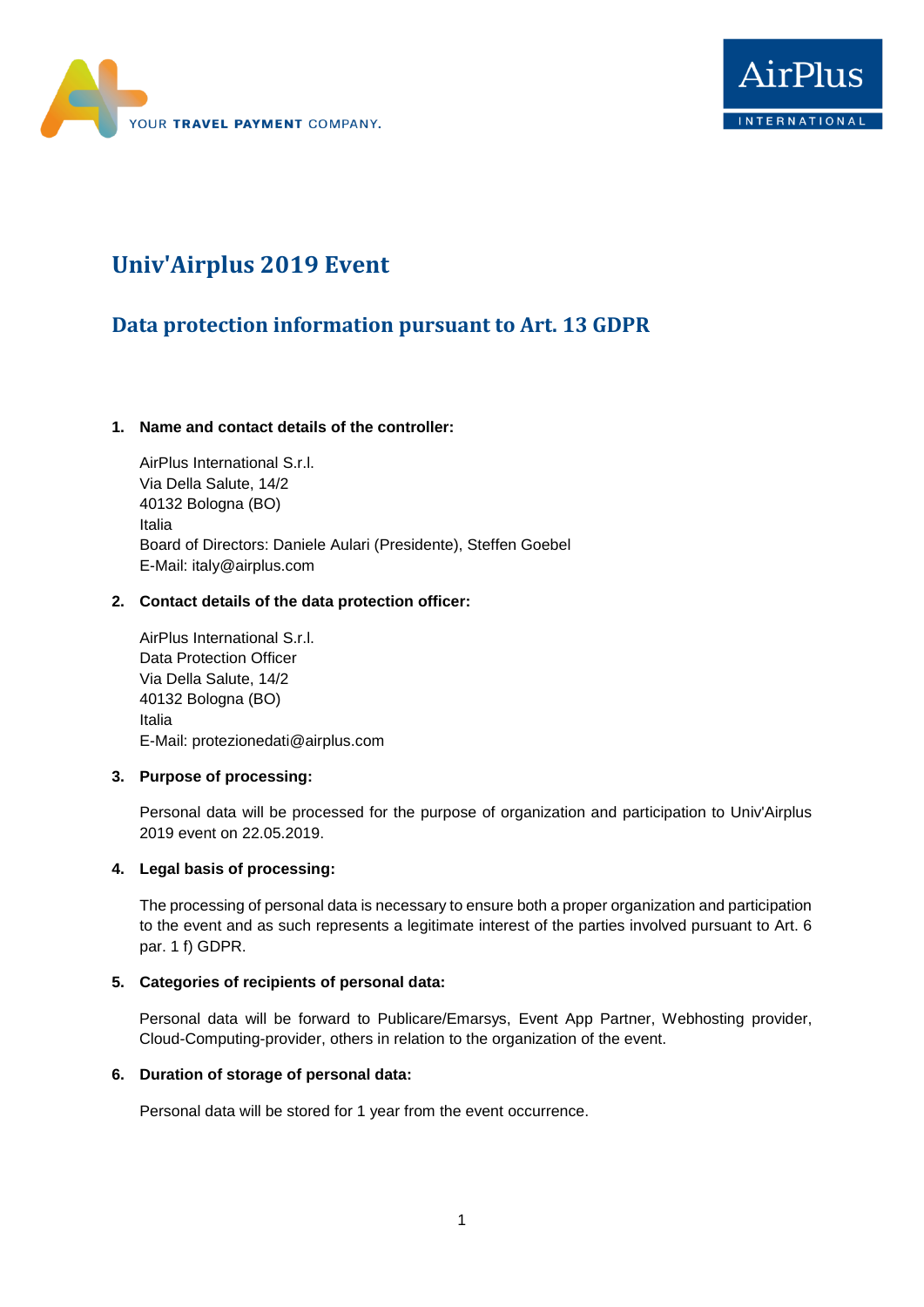YOUR **TRAVEL PAYMENT** COMPANY.

AirPlus INTERNATIONAL

# Univ'Airplus 2019 Event

## Data protection information pursuant to Art. 13 GDPR

1. **Name and contact details of the controller:**

   AirPlus International S.r.l.
   Via Della Salute, 14/2
   40132 Bologna (BO)
   Italia
   Board of Directors: Daniele Aulari (Presidente), Steffen Goebel
   E-Mail: italy@airplus.com

2. **Contact details of the data protection officer:**

   AirPlus International S.r.l.
   Data Protection Officer
   Via Della Salute, 14/2
   40132 Bologna (BO)
   Italia
   E-Mail: protezionedati@airplus.com

3. **Purpose of processing:**

   Personal data will be processed for the purpose of organization and participation to Univ'Airplus 2019 event on 22.05.2019.

4. **Legal basis of processing:**

   The processing of personal data is necessary to ensure both a proper organization and participation to the event and as such represents a legitimate interest of the parties involved pursuant to Art. 6 par. 1 f) GDPR.

5. **Categories of recipients of personal data:**

   Personal data will be forward to Publicare/Emarsys, Event App Partner, Webhosting provider, Cloud-Computing-provider, others in relation to the organization of the event.

6. **Duration of storage of personal data:**

   Personal data will be stored for 1 year from the event occurrence.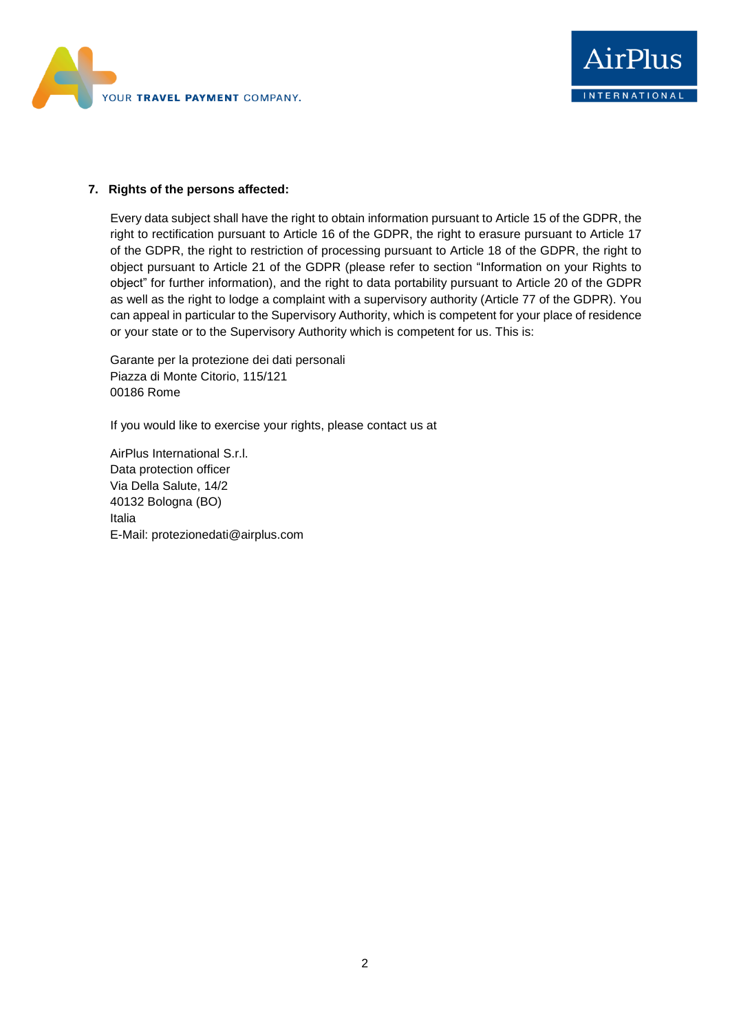## 7. Rights of the persons affected:

Every data subject shall have the right to obtain information pursuant to Article 15 of the GDPR, the right to rectification pursuant to Article 16 of the GDPR, the right to erasure pursuant to Article 17 of the GDPR, the right to restriction of processing pursuant to Article 18 of the GDPR, the right to object pursuant to Article 21 of the GDPR (please refer to section “Information on your Rights to object” for further information), and the right to data portability pursuant to Article 20 of the GDPR as well as the right to lodge a complaint with a supervisory authority (Article 77 of the GDPR). You can appeal in particular to the Supervisory Authority, which is competent for your place of residence or your state or to the Supervisory Authority which is competent for us. This is:

Garante per la protezione dei dati personali
Piazza di Monte Citorio, 115/121
00186 Rome

If you would like to exercise your rights, please contact us at

AirPlus International S.r.l.
Data protection officer
Via Della Salute, 14/2
40132 Bologna (BO)
Italia
E-Mail: protezionedati@airplus.com